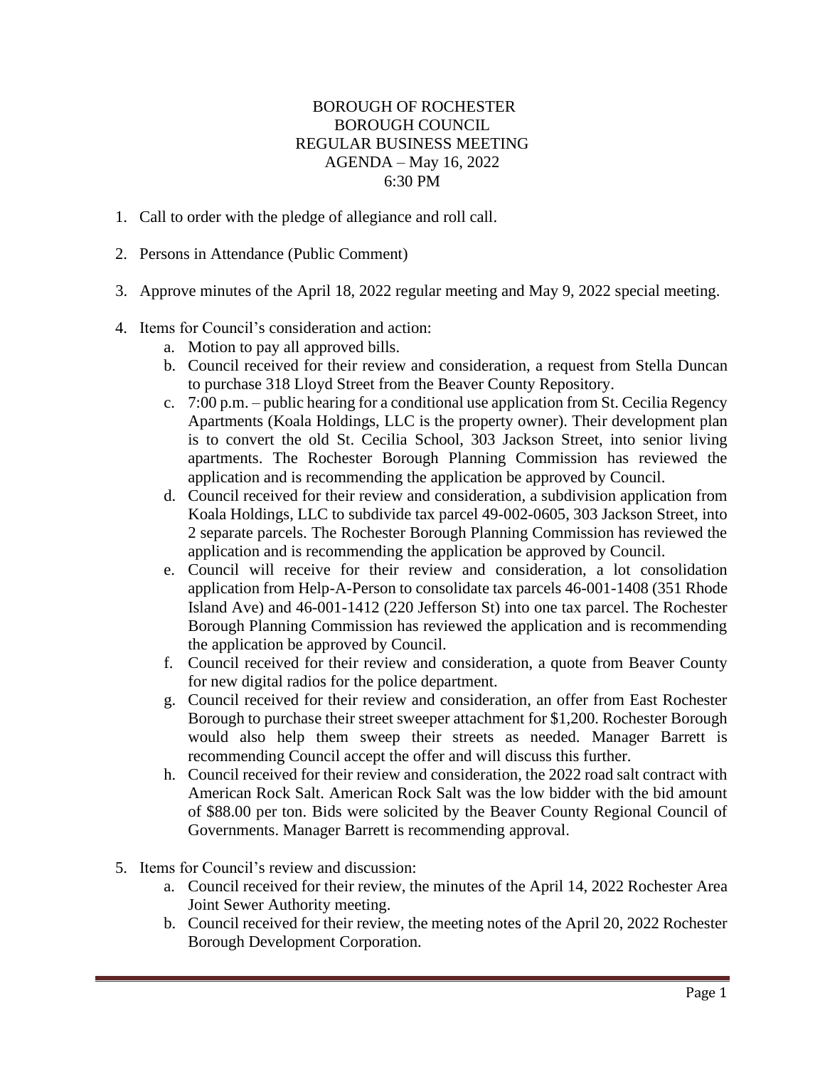# BOROUGH OF ROCHESTER
## BOROUGH COUNCIL
## REGULAR BUSINESS MEETING
## AGENDA – May 16, 2022
## 6:30 PM

1. Call to order with the pledge of allegiance and roll call.

2. Persons in Attendance (Public Comment)

3. Approve minutes of the April 18, 2022 regular meeting and May 9, 2022 special meeting.

4. Items for Council's consideration and action:
   a. Motion to pay all approved bills.
   b. Council received for their review and consideration, a request from Stella Duncan to purchase 318 Lloyd Street from the Beaver County Repository.
   c. 7:00 p.m. – public hearing for a conditional use application from St. Cecilia Regency Apartments (Koala Holdings, LLC is the property owner). Their development plan is to convert the old St. Cecilia School, 303 Jackson Street, into senior living apartments. The Rochester Borough Planning Commission has reviewed the application and is recommending the application be approved by Council.
   d. Council received for their review and consideration, a subdivision application from Koala Holdings, LLC to subdivide tax parcel 49-002-0605, 303 Jackson Street, into 2 separate parcels. The Rochester Borough Planning Commission has reviewed the application and is recommending the application be approved by Council.
   e. Council will receive for their review and consideration, a lot consolidation application from Help-A-Person to consolidate tax parcels 46-001-1408 (351 Rhode Island Ave) and 46-001-1412 (220 Jefferson St) into one tax parcel. The Rochester Borough Planning Commission has reviewed the application and is recommending the application be approved by Council.
   f. Council received for their review and consideration, a quote from Beaver County for new digital radios for the police department.
   g. Council received for their review and consideration, an offer from East Rochester Borough to purchase their street sweeper attachment for $1,200. Rochester Borough would also help them sweep their streets as needed. Manager Barrett is recommending Council accept the offer and will discuss this further.
   h. Council received for their review and consideration, the 2022 road salt contract with American Rock Salt. American Rock Salt was the low bidder with the bid amount of $88.00 per ton. Bids were solicited by the Beaver County Regional Council of Governments. Manager Barrett is recommending approval.

5. Items for Council's review and discussion:
   a. Council received for their review, the minutes of the April 14, 2022 Rochester Area Joint Sewer Authority meeting.
   b. Council received for their review, the meeting notes of the April 20, 2022 Rochester Borough Development Corporation.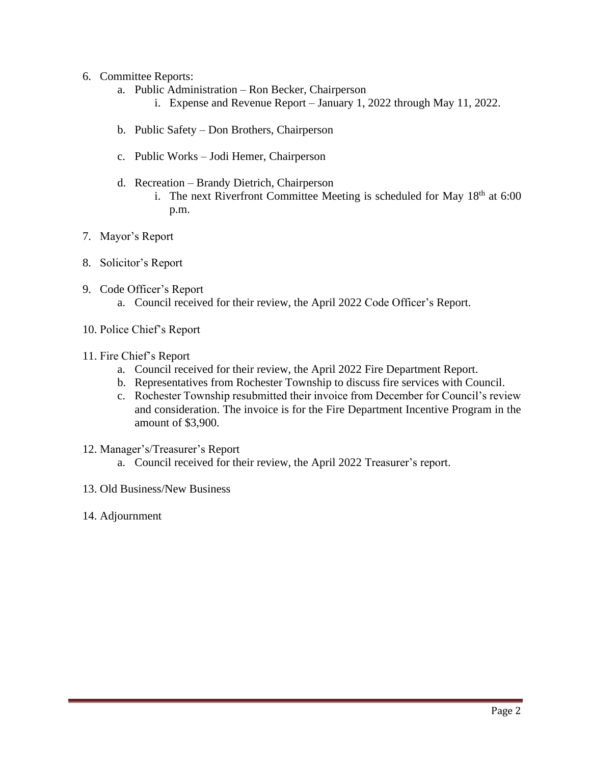6. Committee Reports:
    a. Public Administration – Ron Becker, Chairperson
        i. Expense and Revenue Report – January 1, 2022 through May 11, 2022.

    b. Public Safety – Don Brothers, Chairperson

    c. Public Works – Jodi Hemer, Chairperson

    d. Recreation – Brandy Dietrich, Chairperson
        i. The next Riverfront Committee Meeting is scheduled for May 18th at 6:00 p.m.

7. Mayor's Report

8. Solicitor's Report

9. Code Officer's Report
    a. Council received for their review, the April 2022 Code Officer's Report.

10. Police Chief's Report

11. Fire Chief's Report
    a. Council received for their review, the April 2022 Fire Department Report.
    b. Representatives from Rochester Township to discuss fire services with Council.
    c. Rochester Township resubmitted their invoice from December for Council's review and consideration. The invoice is for the Fire Department Incentive Program in the amount of $3,900.

12. Manager's/Treasurer's Report
    a. Council received for their review, the April 2022 Treasurer's report.

13. Old Business/New Business

14. Adjournment